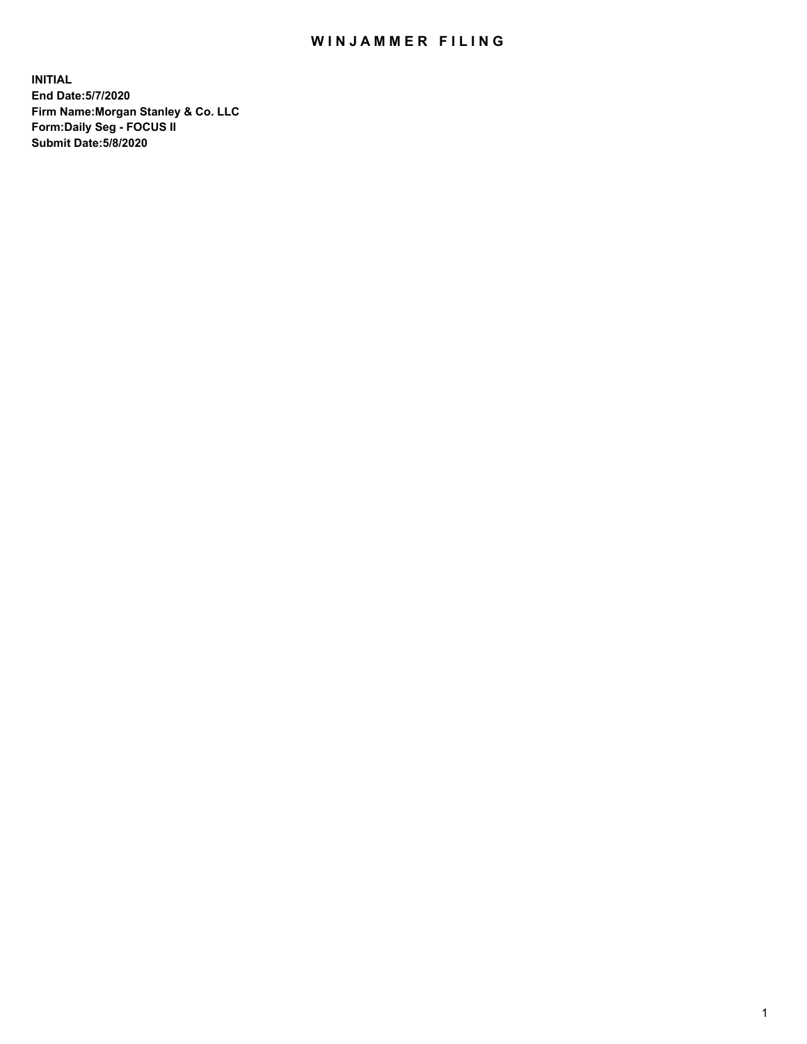# WINJAMMER FILING

**INITIAL**
**End Date:5/7/2020**
**Firm Name:Morgan Stanley & Co. LLC**
**Form:Daily Seg - FOCUS II**
**Submit Date:5/8/2020**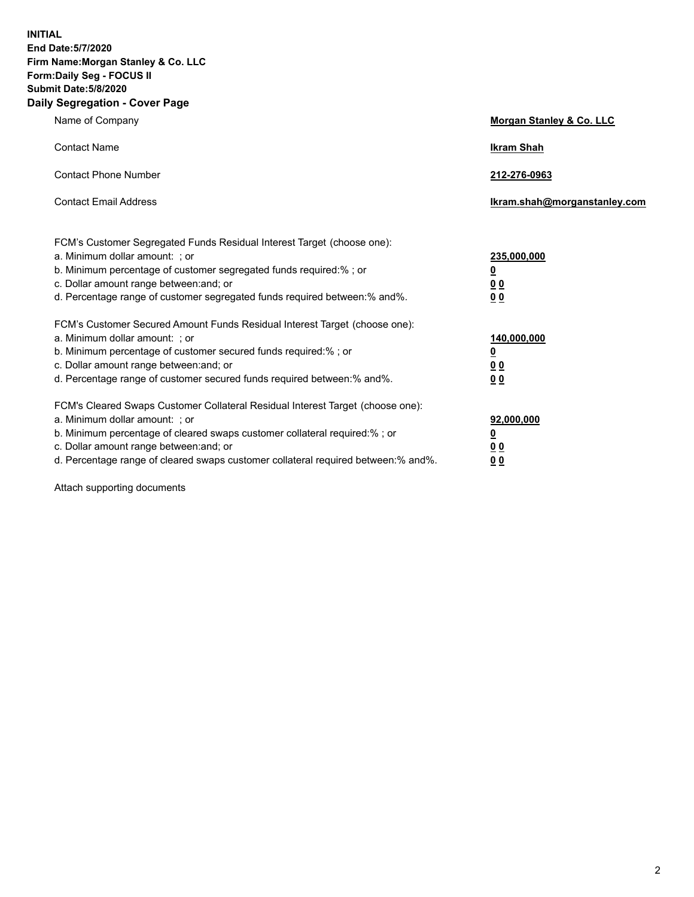**INITIAL**
**End Date:5/7/2020**
**Firm Name:Morgan Stanley & Co. LLC**
**Form:Daily Seg - FOCUS II**
**Submit Date:5/8/2020**

## Daily Segregation - Cover Page

| | |
|---|---|
| Name of Company | **Morgan Stanley & Co. LLC** |
| Contact Name | **Ikram Shah** |
| Contact Phone Number | **212-276-0963** |
| Contact Email Address | **Ikram.shah@morganstanley.com** |

| | |
|---|---|
| FCM's Customer Segregated Funds Residual Interest Target (choose one): | |
| a. Minimum dollar amount: ; or | **235,000,000** |
| b. Minimum percentage of customer segregated funds required:% ; or | **0** |
| c. Dollar amount range between:and; or | **0 0** |
| d. Percentage range of customer segregated funds required between:% and%. | **0 0** |
| FCM's Customer Secured Amount Funds Residual Interest Target (choose one): | |
| a. Minimum dollar amount: ; or | **140,000,000** |
| b. Minimum percentage of customer secured funds required:% ; or | **0** |
| c. Dollar amount range between:and; or | **0 0** |
| d. Percentage range of customer secured funds required between:% and%. | **0 0** |
| FCM's Cleared Swaps Customer Collateral Residual Interest Target (choose one): | |
| a. Minimum dollar amount: ; or | **92,000,000** |
| b. Minimum percentage of cleared swaps customer collateral required:% ; or | **0** |
| c. Dollar amount range between:and; or | **0 0** |
| d. Percentage range of cleared swaps customer collateral required between:% and%. | **0 0** |

Attach supporting documents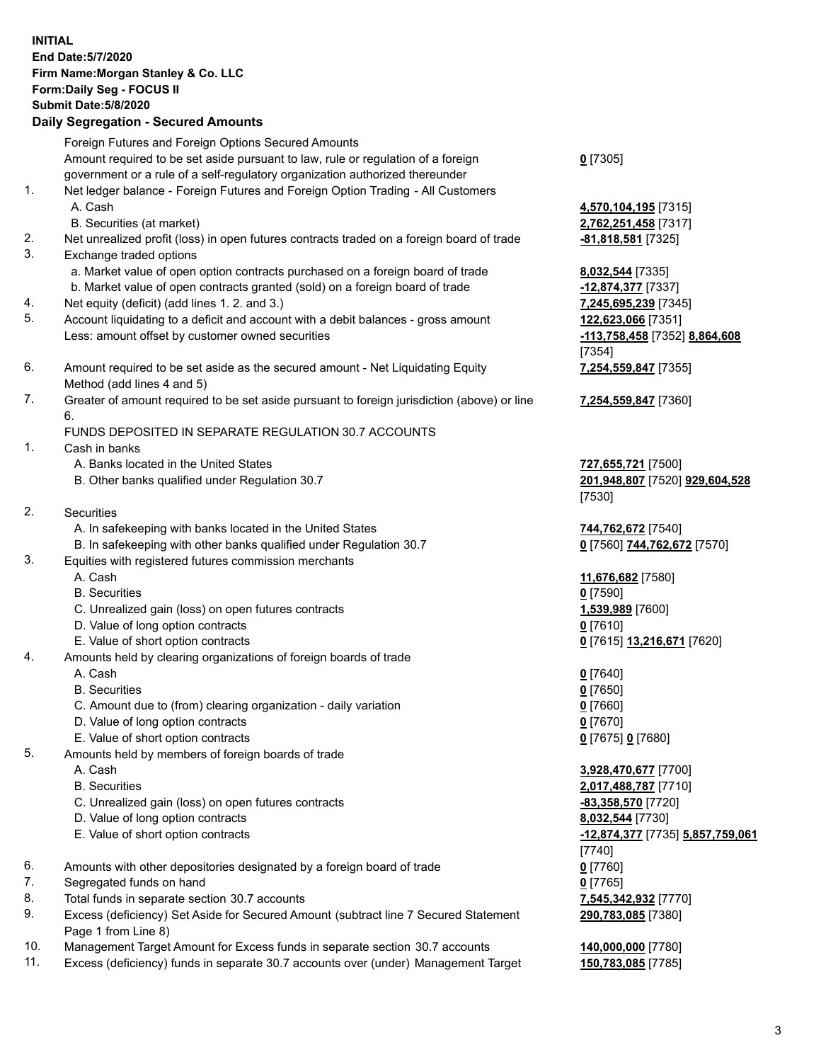**INITIAL**
**End Date:5/7/2020**
**Firm Name:Morgan Stanley & Co. LLC**
**Form:Daily Seg - FOCUS II**
**Submit Date:5/8/2020**

### Daily Segregation - Secured Amounts

| | | |
|---|---|---|
| | Foreign Futures and Foreign Options Secured Amounts | |
| | Amount required to be set aside pursuant to law, rule or regulation of a foreign government or a rule of a self-regulatory organization authorized thereunder | **0** [7305] |
| 1. | Net ledger balance - Foreign Futures and Foreign Option Trading - All Customers | |
| | A. Cash | **4,570,104,195** [7315] |
| | B. Securities (at market) | **2,762,251,458** [7317] |
| 2. | Net unrealized profit (loss) in open futures contracts traded on a foreign board of trade | **-81,818,581** [7325] |
| 3. | Exchange traded options | |
| | a. Market value of open option contracts purchased on a foreign board of trade | **8,032,544** [7335] |
| | b. Market value of open contracts granted (sold) on a foreign board of trade | **-12,874,377** [7337] |
| 4. | Net equity (deficit) (add lines 1. 2. and 3.) | **7,245,695,239** [7345] |
| 5. | Account liquidating to a deficit and account with a debit balances - gross amount | **122,623,066** [7351] |
| | Less: amount offset by customer owned securities | **-113,758,458** [7352] **8,864,608** [7354] |
| 6. | Amount required to be set aside as the secured amount - Net Liquidating Equity Method (add lines 4 and 5) | **7,254,559,847** [7355] |
| 7. | Greater of amount required to be set aside pursuant to foreign jurisdiction (above) or line 6. | **7,254,559,847** [7360] |
| | FUNDS DEPOSITED IN SEPARATE REGULATION 30.7 ACCOUNTS | |
| 1. | Cash in banks | |
| | A. Banks located in the United States | **727,655,721** [7500] |
| | B. Other banks qualified under Regulation 30.7 | **201,948,807** [7520] **929,604,528** [7530] |
| 2. | Securities | |
| | A. In safekeeping with banks located in the United States | **744,762,672** [7540] |
| | B. In safekeeping with other banks qualified under Regulation 30.7 | **0** [7560] **744,762,672** [7570] |
| 3. | Equities with registered futures commission merchants | |
| | A. Cash | **11,676,682** [7580] |
| | B. Securities | **0** [7590] |
| | C. Unrealized gain (loss) on open futures contracts | **1,539,989** [7600] |
| | D. Value of long option contracts | **0** [7610] |
| | E. Value of short option contracts | **0** [7615] **13,216,671** [7620] |
| 4. | Amounts held by clearing organizations of foreign boards of trade | |
| | A. Cash | **0** [7640] |
| | B. Securities | **0** [7650] |
| | C. Amount due to (from) clearing organization - daily variation | **0** [7660] |
| | D. Value of long option contracts | **0** [7670] |
| | E. Value of short option contracts | **0** [7675] **0** [7680] |
| 5. | Amounts held by members of foreign boards of trade | |
| | A. Cash | **3,928,470,677** [7700] |
| | B. Securities | **2,017,488,787** [7710] |
| | C. Unrealized gain (loss) on open futures contracts | **-83,358,570** [7720] |
| | D. Value of long option contracts | **8,032,544** [7730] |
| | E. Value of short option contracts | **-12,874,377** [7735] **5,857,759,061** [7740] |
| 6. | Amounts with other depositories designated by a foreign board of trade | **0** [7760] |
| 7. | Segregated funds on hand | **0** [7765] |
| 8. | Total funds in separate section 30.7 accounts | **7,545,342,932** [7770] |
| 9. | Excess (deficiency) Set Aside for Secured Amount (subtract line 7 Secured Statement Page 1 from Line 8) | **290,783,085** [7380] |
| 10. | Management Target Amount for Excess funds in separate section 30.7 accounts | **140,000,000** [7780] |
| 11. | Excess (deficiency) funds in separate 30.7 accounts over (under) Management Target | **150,783,085** [7785] |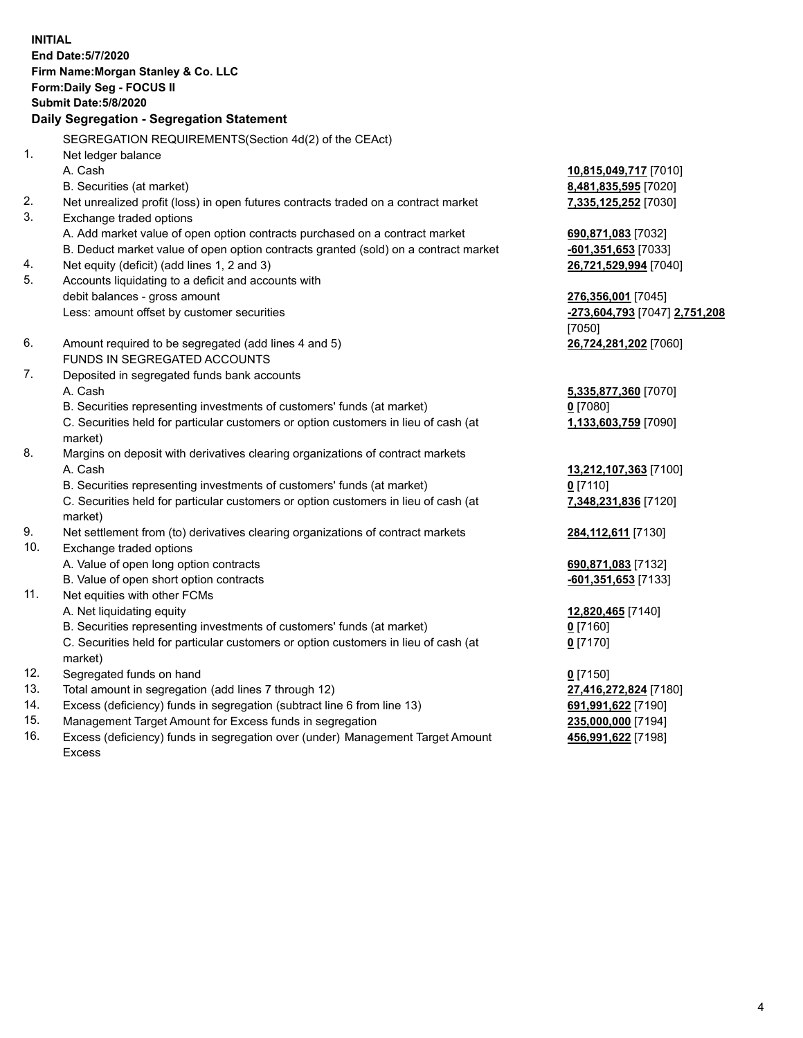**INITIAL**
**End Date:5/7/2020**
**Firm Name:Morgan Stanley & Co. LLC**
**Form:Daily Seg - FOCUS II**
**Submit Date:5/8/2020**

**Daily Segregation - Segregation Statement**

SEGREGATION REQUIREMENTS(Section 4d(2) of the CEAct)

| | | |
|---|---|---|
| 1. | Net ledger balance | |
| | A. Cash | **10,815,049,717** [7010] |
| | B. Securities (at market) | **8,481,835,595** [7020] |
| 2. | Net unrealized profit (loss) in open futures contracts traded on a contract market | **7,335,125,252** [7030] |
| 3. | Exchange traded options | |
| | A. Add market value of open option contracts purchased on a contract market | **690,871,083** [7032] |
| | B. Deduct market value of open option contracts granted (sold) on a contract market | **-601,351,653** [7033] |
| 4. | Net equity (deficit) (add lines 1, 2 and 3) | **26,721,529,994** [7040] |
| 5. | Accounts liquidating to a deficit and accounts with debit balances - gross amount | **276,356,001** [7045] |
| | Less: amount offset by customer securities | **-273,604,793** [7047] **2,751,208** [7050] |
| 6. | Amount required to be segregated (add lines 4 and 5) | **26,724,281,202** [7060] |
| | FUNDS IN SEGREGATED ACCOUNTS | |
| 7. | Deposited in segregated funds bank accounts | |
| | A. Cash | **5,335,877,360** [7070] |
| | B. Securities representing investments of customers' funds (at market) | **0** [7080] |
| | C. Securities held for particular customers or option customers in lieu of cash (at market) | **1,133,603,759** [7090] |
| 8. | Margins on deposit with derivatives clearing organizations of contract markets | |
| | A. Cash | **13,212,107,363** [7100] |
| | B. Securities representing investments of customers' funds (at market) | **0** [7110] |
| | C. Securities held for particular customers or option customers in lieu of cash (at market) | **7,348,231,836** [7120] |
| 9. | Net settlement from (to) derivatives clearing organizations of contract markets | **284,112,611** [7130] |
| 10. | Exchange traded options | |
| | A. Value of open long option contracts | **690,871,083** [7132] |
| | B. Value of open short option contracts | **-601,351,653** [7133] |
| 11. | Net equities with other FCMs | |
| | A. Net liquidating equity | **12,820,465** [7140] |
| | B. Securities representing investments of customers' funds (at market) | **0** [7160] |
| | C. Securities held for particular customers or option customers in lieu of cash (at market) | **0** [7170] |
| 12. | Segregated funds on hand | **0** [7150] |
| 13. | Total amount in segregation (add lines 7 through 12) | **27,416,272,824** [7180] |
| 14. | Excess (deficiency) funds in segregation (subtract line 6 from line 13) | **691,991,622** [7190] |
| 15. | Management Target Amount for Excess funds in segregation | **235,000,000** [7194] |
| 16. | Excess (deficiency) funds in segregation over (under) Management Target Amount Excess | **456,991,622** [7198] |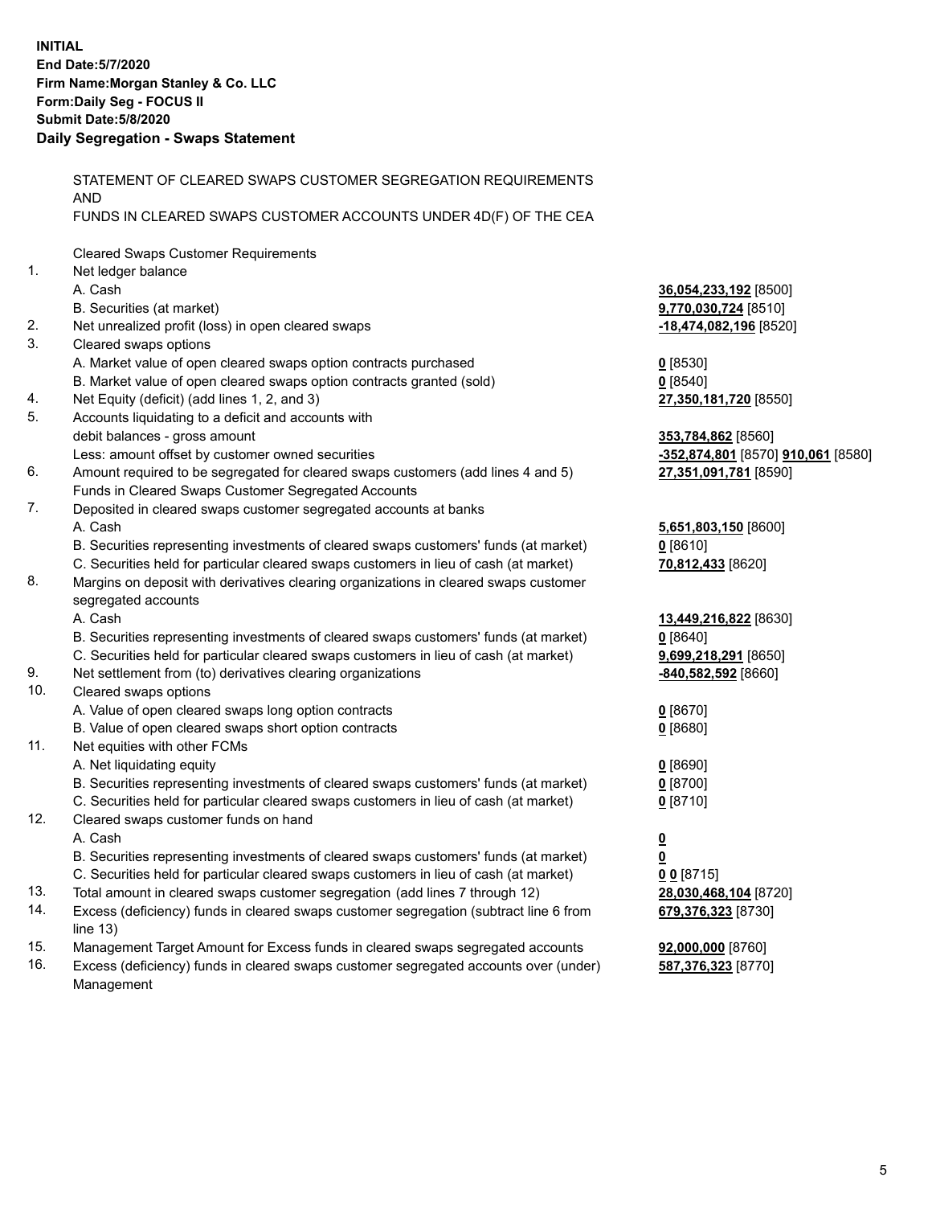**INITIAL**
**End Date:5/7/2020**
**Firm Name:Morgan Stanley & Co. LLC**
**Form:Daily Seg - FOCUS II**
**Submit Date:5/8/2020**
**Daily Segregation - Swaps Statement**

STATEMENT OF CLEARED SWAPS CUSTOMER SEGREGATION REQUIREMENTS AND FUNDS IN CLEARED SWAPS CUSTOMER ACCOUNTS UNDER 4D(F) OF THE CEA

| | | |
|---|---|---|
| | Cleared Swaps Customer Requirements | |
| 1. | Net ledger balance | |
| | A. Cash | **36,054,233,192** [8500] |
| | B. Securities (at market) | **9,770,030,724** [8510] |
| 2. | Net unrealized profit (loss) in open cleared swaps | **-18,474,082,196** [8520] |
| 3. | Cleared swaps options | |
| | A. Market value of open cleared swaps option contracts purchased | **0** [8530] |
| | B. Market value of open cleared swaps option contracts granted (sold) | **0** [8540] |
| 4. | Net Equity (deficit) (add lines 1, 2, and 3) | **27,350,181,720** [8550] |
| 5. | Accounts liquidating to a deficit and accounts with debit balances - gross amount | **353,784,862** [8560] |
| | Less: amount offset by customer owned securities | **-352,874,801** [8570] **910,061** [8580] |
| 6. | Amount required to be segregated for cleared swaps customers (add lines 4 and 5) | **27,351,091,781** [8590] |
| | Funds in Cleared Swaps Customer Segregated Accounts | |
| 7. | Deposited in cleared swaps customer segregated accounts at banks | |
| | A. Cash | **5,651,803,150** [8600] |
| | B. Securities representing investments of cleared swaps customers' funds (at market) | **0** [8610] |
| | C. Securities held for particular cleared swaps customers in lieu of cash (at market) | **70,812,433** [8620] |
| 8. | Margins on deposit with derivatives clearing organizations in cleared swaps customer segregated accounts | |
| | A. Cash | **13,449,216,822** [8630] |
| | B. Securities representing investments of cleared swaps customers' funds (at market) | **0** [8640] |
| | C. Securities held for particular cleared swaps customers in lieu of cash (at market) | **9,699,218,291** [8650] |
| 9. | Net settlement from (to) derivatives clearing organizations | **-840,582,592** [8660] |
| 10. | Cleared swaps options | |
| | A. Value of open cleared swaps long option contracts | **0** [8670] |
| | B. Value of open cleared swaps short option contracts | **0** [8680] |
| 11. | Net equities with other FCMs | |
| | A. Net liquidating equity | **0** [8690] |
| | B. Securities representing investments of cleared swaps customers' funds (at market) | **0** [8700] |
| | C. Securities held for particular cleared swaps customers in lieu of cash (at market) | **0** [8710] |
| 12. | Cleared swaps customer funds on hand | |
| | A. Cash | **0** |
| | B. Securities representing investments of cleared swaps customers' funds (at market) | **0** |
| | C. Securities held for particular cleared swaps customers in lieu of cash (at market) | **0** **0** [8715] |
| 13. | Total amount in cleared swaps customer segregation (add lines 7 through 12) | **28,030,468,104** [8720] |
| 14. | Excess (deficiency) funds in cleared swaps customer segregation (subtract line 6 from line 13) | **679,376,323** [8730] |
| 15. | Management Target Amount for Excess funds in cleared swaps segregated accounts | **92,000,000** [8760] |
| 16. | Excess (deficiency) funds in cleared swaps customer segregated accounts over (under) Management | **587,376,323** [8770] |